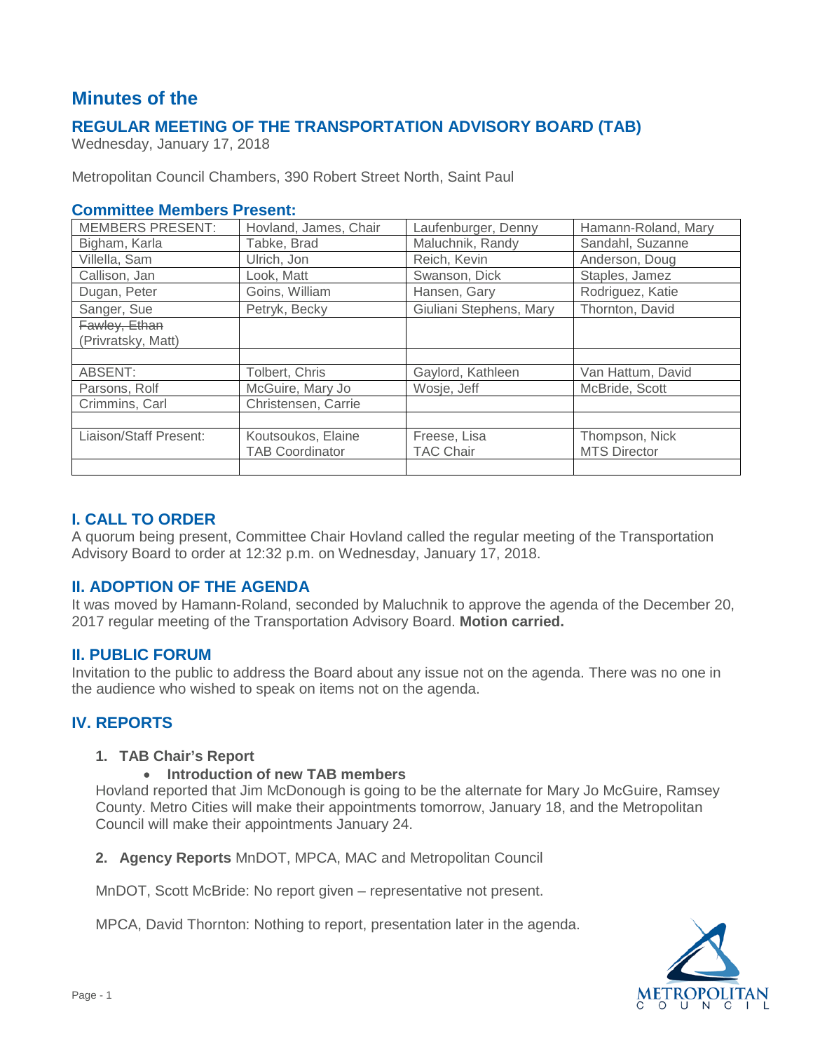# Minutes of the

## REGULAR MEETING OF THE TRANSPORTATION ADVISORY BOARD (TAB)

Wednesday, January 17, 2018

Metropolitan Council Chambers, 390 Robert Street North, Saint Paul

### Committee Members Present:

| MEMBERS PRESENT: | Hovland, James, Chair | Laufenburger, Denny | Hamann-Roland, Mary |
|---|---|---|---|
| Bigham, Karla | Tabke, Brad | Maluchnik, Randy | Sandahl, Suzanne |
| Villella, Sam | Ulrich, Jon | Reich, Kevin | Anderson, Doug |
| Callison, Jan | Look, Matt | Swanson, Dick | Staples, Jamez |
| Dugan, Peter | Goins, William | Hansen, Gary | Rodriguez, Katie |
| Sanger, Sue | Petryk, Becky | Giuliani Stephens, Mary | Thornton, David |
| ~~Fawley, Ethan~~ (Privratsky, Matt) | | | |
| | | | |
| ABSENT: | Tolbert, Chris | Gaylord, Kathleen | Van Hattum, David |
| Parsons, Rolf | McGuire, Mary Jo | Wosje, Jeff | McBride, Scott |
| Crimmins, Carl | Christensen, Carrie | | |
| | | | |
| Liaison/Staff Present: | Koutsoukos, Elaine TAB Coordinator | Freese, Lisa TAC Chair | Thompson, Nick MTS Director |
| | | | |

## I. CALL TO ORDER

A quorum being present, Committee Chair Hovland called the regular meeting of the Transportation Advisory Board to order at 12:32 p.m. on Wednesday, January 17, 2018.

## II. ADOPTION OF THE AGENDA

It was moved by Hamann-Roland, seconded by Maluchnik to approve the agenda of the December 20, 2017 regular meeting of the Transportation Advisory Board. **Motion carried.**

## II. PUBLIC FORUM

Invitation to the public to address the Board about any issue not on the agenda. There was no one in the audience who wished to speak on items not on the agenda.

## IV. REPORTS

1. **TAB Chair's Report**
   - **Introduction of new TAB members**

Hovland reported that Jim McDonough is going to be the alternate for Mary Jo McGuire, Ramsey County. Metro Cities will make their appointments tomorrow, January 18, and the Metropolitan Council will make their appointments January 24.

2. **Agency Reports** MnDOT, MPCA, MAC and Metropolitan Council

MnDOT, Scott McBride: No report given – representative not present.

MPCA, David Thornton: Nothing to report, presentation later in the agenda.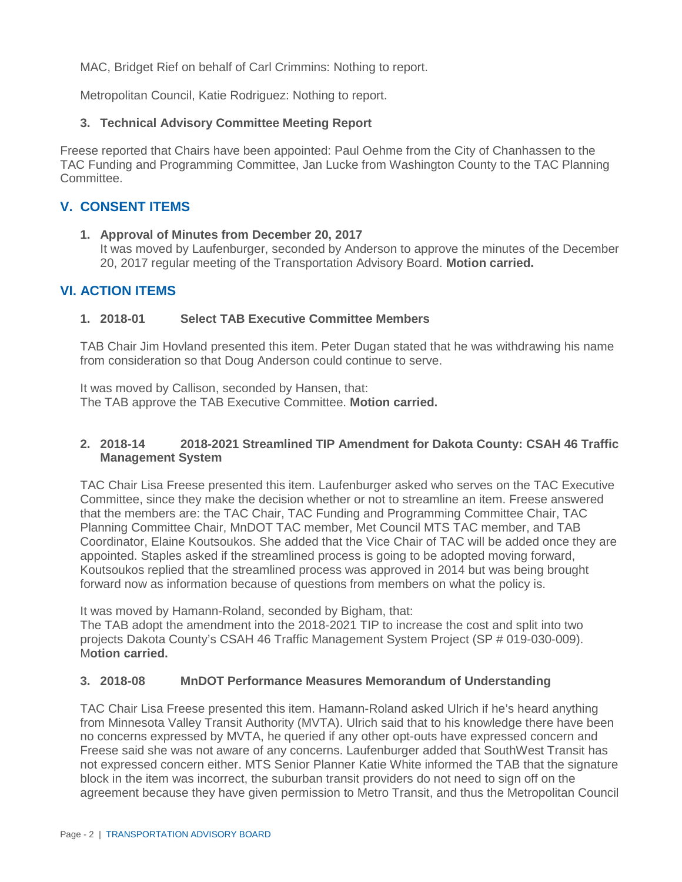MAC, Bridget Rief on behalf of Carl Crimmins: Nothing to report.

Metropolitan Council, Katie Rodriguez: Nothing to report.

**3. Technical Advisory Committee Meeting Report**

Freese reported that Chairs have been appointed: Paul Oehme from the City of Chanhassen to the TAC Funding and Programming Committee, Jan Lucke from Washington County to the TAC Planning Committee.

## V. CONSENT ITEMS

**1. Approval of Minutes from December 20, 2017**
It was moved by Laufenburger, seconded by Anderson to approve the minutes of the December 20, 2017 regular meeting of the Transportation Advisory Board. **Motion carried.**

## VI. ACTION ITEMS

**1. 2018-01 Select TAB Executive Committee Members**

TAB Chair Jim Hovland presented this item. Peter Dugan stated that he was withdrawing his name from consideration so that Doug Anderson could continue to serve.

It was moved by Callison, seconded by Hansen, that:
The TAB approve the TAB Executive Committee. **Motion carried.**

**2. 2018-14 2018-2021 Streamlined TIP Amendment for Dakota County: CSAH 46 Traffic Management System**

TAC Chair Lisa Freese presented this item. Laufenburger asked who serves on the TAC Executive Committee, since they make the decision whether or not to streamline an item. Freese answered that the members are: the TAC Chair, TAC Funding and Programming Committee Chair, TAC Planning Committee Chair, MnDOT TAC member, Met Council MTS TAC member, and TAB Coordinator, Elaine Koutsoukos. She added that the Vice Chair of TAC will be added once they are appointed. Staples asked if the streamlined process is going to be adopted moving forward, Koutsoukos replied that the streamlined process was approved in 2014 but was being brought forward now as information because of questions from members on what the policy is.

It was moved by Hamann-Roland, seconded by Bigham, that:
The TAB adopt the amendment into the 2018-2021 TIP to increase the cost and split into two projects Dakota County's CSAH 46 Traffic Management System Project (SP # 019-030-009). **Motion carried.**

**3. 2018-08 MnDOT Performance Measures Memorandum of Understanding**

TAC Chair Lisa Freese presented this item. Hamann-Roland asked Ulrich if he's heard anything from Minnesota Valley Transit Authority (MVTA). Ulrich said that to his knowledge there have been no concerns expressed by MVTA, he queried if any other opt-outs have expressed concern and Freese said she was not aware of any concerns. Laufenburger added that SouthWest Transit has not expressed concern either. MTS Senior Planner Katie White informed the TAB that the signature block in the item was incorrect, the suburban transit providers do not need to sign off on the agreement because they have given permission to Metro Transit, and thus the Metropolitan Council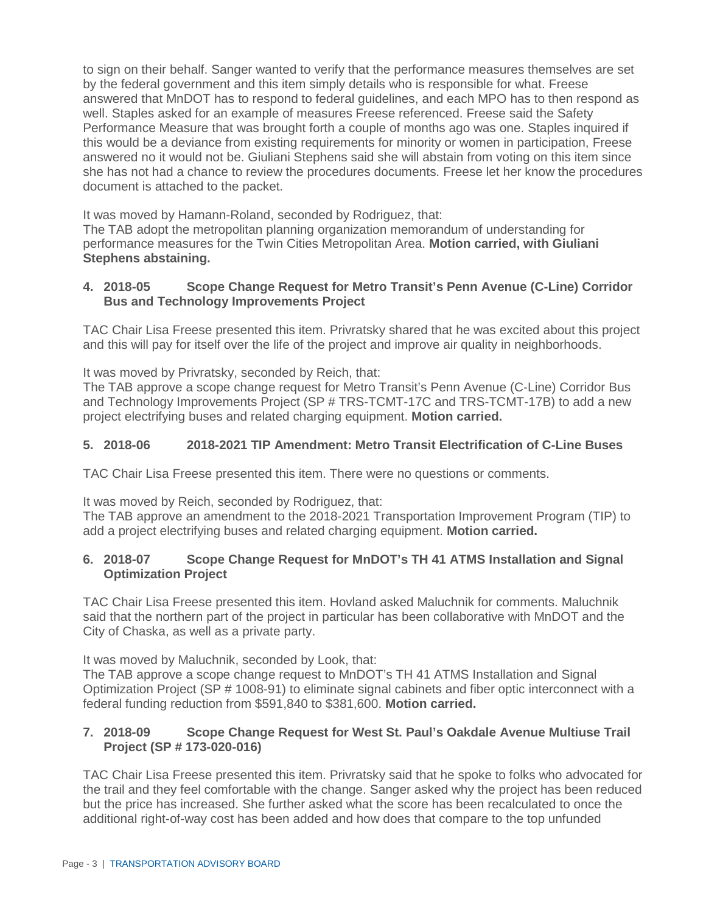to sign on their behalf. Sanger wanted to verify that the performance measures themselves are set by the federal government and this item simply details who is responsible for what. Freese answered that MnDOT has to respond to federal guidelines, and each MPO has to then respond as well. Staples asked for an example of measures Freese referenced. Freese said the Safety Performance Measure that was brought forth a couple of months ago was one. Staples inquired if this would be a deviance from existing requirements for minority or women in participation, Freese answered no it would not be. Giuliani Stephens said she will abstain from voting on this item since she has not had a chance to review the procedures documents. Freese let her know the procedures document is attached to the packet.

It was moved by Hamann-Roland, seconded by Rodriguez, that:
The TAB adopt the metropolitan planning organization memorandum of understanding for performance measures for the Twin Cities Metropolitan Area. **Motion carried, with Giuliani Stephens abstaining.**

**4. 2018-05 Scope Change Request for Metro Transit's Penn Avenue (C-Line) Corridor Bus and Technology Improvements Project**

TAC Chair Lisa Freese presented this item. Privratsky shared that he was excited about this project and this will pay for itself over the life of the project and improve air quality in neighborhoods.

It was moved by Privratsky, seconded by Reich, that:
The TAB approve a scope change request for Metro Transit's Penn Avenue (C-Line) Corridor Bus and Technology Improvements Project (SP # TRS-TCMT-17C and TRS-TCMT-17B) to add a new project electrifying buses and related charging equipment. **Motion carried.**

**5. 2018-06 2018-2021 TIP Amendment: Metro Transit Electrification of C-Line Buses**

TAC Chair Lisa Freese presented this item. There were no questions or comments.

It was moved by Reich, seconded by Rodriguez, that:
The TAB approve an amendment to the 2018-2021 Transportation Improvement Program (TIP) to add a project electrifying buses and related charging equipment. **Motion carried.**

**6. 2018-07 Scope Change Request for MnDOT's TH 41 ATMS Installation and Signal Optimization Project**

TAC Chair Lisa Freese presented this item. Hovland asked Maluchnik for comments. Maluchnik said that the northern part of the project in particular has been collaborative with MnDOT and the City of Chaska, as well as a private party.

It was moved by Maluchnik, seconded by Look, that:
The TAB approve a scope change request to MnDOT's TH 41 ATMS Installation and Signal Optimization Project (SP # 1008-91) to eliminate signal cabinets and fiber optic interconnect with a federal funding reduction from $591,840 to $381,600. **Motion carried.**

**7. 2018-09 Scope Change Request for West St. Paul's Oakdale Avenue Multiuse Trail Project (SP # 173-020-016)**

TAC Chair Lisa Freese presented this item. Privratsky said that he spoke to folks who advocated for the trail and they feel comfortable with the change. Sanger asked why the project has been reduced but the price has increased. She further asked what the score has been recalculated to once the additional right-of-way cost has been added and how does that compare to the top unfunded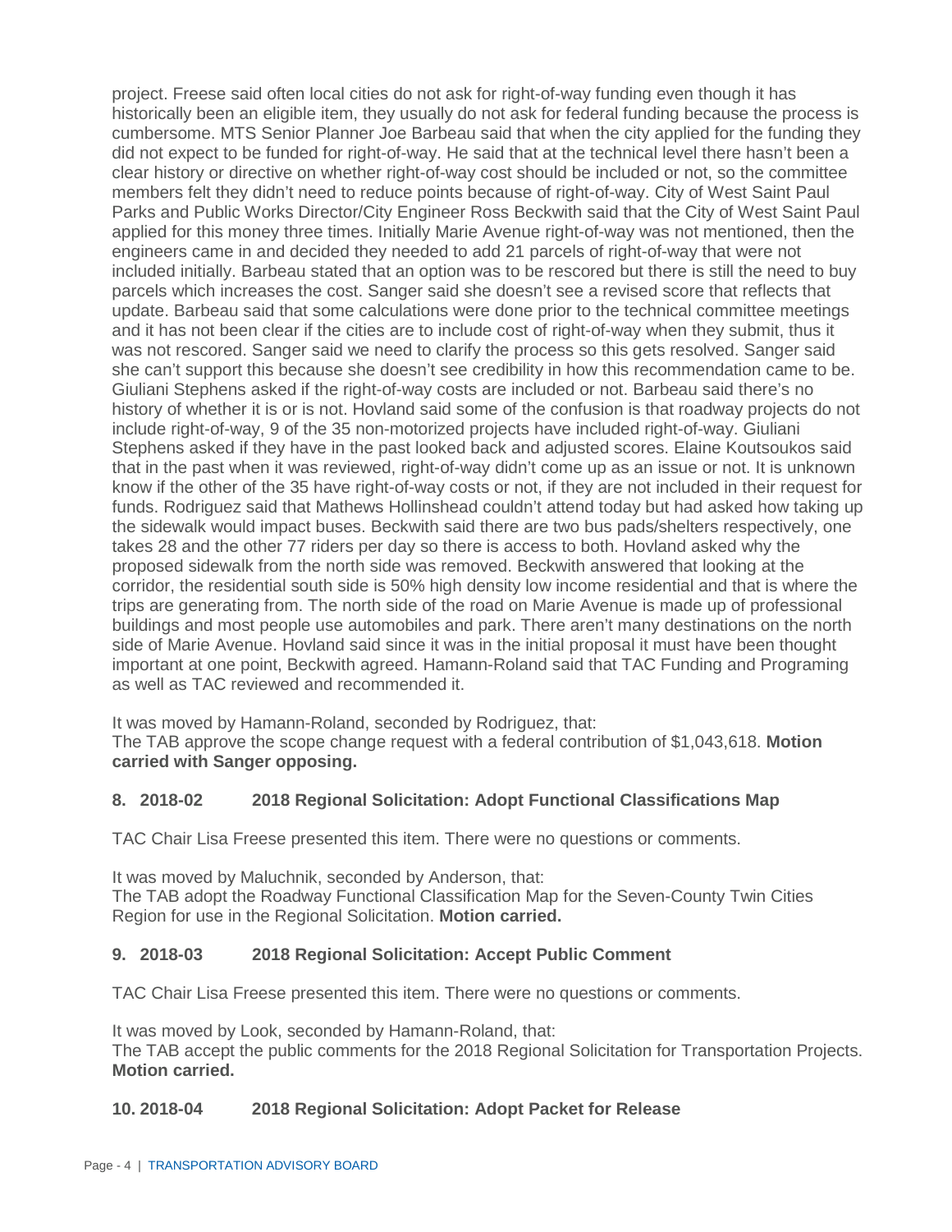project. Freese said often local cities do not ask for right-of-way funding even though it has historically been an eligible item, they usually do not ask for federal funding because the process is cumbersome. MTS Senior Planner Joe Barbeau said that when the city applied for the funding they did not expect to be funded for right-of-way. He said that at the technical level there hasn't been a clear history or directive on whether right-of-way cost should be included or not, so the committee members felt they didn't need to reduce points because of right-of-way. City of West Saint Paul Parks and Public Works Director/City Engineer Ross Beckwith said that the City of West Saint Paul applied for this money three times. Initially Marie Avenue right-of-way was not mentioned, then the engineers came in and decided they needed to add 21 parcels of right-of-way that were not included initially. Barbeau stated that an option was to be rescored but there is still the need to buy parcels which increases the cost. Sanger said she doesn't see a revised score that reflects that update. Barbeau said that some calculations were done prior to the technical committee meetings and it has not been clear if the cities are to include cost of right-of-way when they submit, thus it was not rescored. Sanger said we need to clarify the process so this gets resolved. Sanger said she can't support this because she doesn't see credibility in how this recommendation came to be. Giuliani Stephens asked if the right-of-way costs are included or not. Barbeau said there's no history of whether it is or is not. Hovland said some of the confusion is that roadway projects do not include right-of-way, 9 of the 35 non-motorized projects have included right-of-way. Giuliani Stephens asked if they have in the past looked back and adjusted scores. Elaine Koutsoukos said that in the past when it was reviewed, right-of-way didn't come up as an issue or not. It is unknown know if the other of the 35 have right-of-way costs or not, if they are not included in their request for funds. Rodriguez said that Mathews Hollinshead couldn't attend today but had asked how taking up the sidewalk would impact buses. Beckwith said there are two bus pads/shelters respectively, one takes 28 and the other 77 riders per day so there is access to both. Hovland asked why the proposed sidewalk from the north side was removed. Beckwith answered that looking at the corridor, the residential south side is 50% high density low income residential and that is where the trips are generating from. The north side of the road on Marie Avenue is made up of professional buildings and most people use automobiles and park. There aren't many destinations on the north side of Marie Avenue. Hovland said since it was in the initial proposal it must have been thought important at one point, Beckwith agreed. Hamann-Roland said that TAC Funding and Programing as well as TAC reviewed and recommended it.

It was moved by Hamann-Roland, seconded by Rodriguez, that:
The TAB approve the scope change request with a federal contribution of $1,043,618. **Motion carried with Sanger opposing.**

### 8. 2018-02 2018 Regional Solicitation: Adopt Functional Classifications Map

TAC Chair Lisa Freese presented this item. There were no questions or comments.

It was moved by Maluchnik, seconded by Anderson, that:
The TAB adopt the Roadway Functional Classification Map for the Seven-County Twin Cities Region for use in the Regional Solicitation. **Motion carried.**

### 9. 2018-03 2018 Regional Solicitation: Accept Public Comment

TAC Chair Lisa Freese presented this item. There were no questions or comments.

It was moved by Look, seconded by Hamann-Roland, that:
The TAB accept the public comments for the 2018 Regional Solicitation for Transportation Projects. **Motion carried.**

### 10. 2018-04 2018 Regional Solicitation: Adopt Packet for Release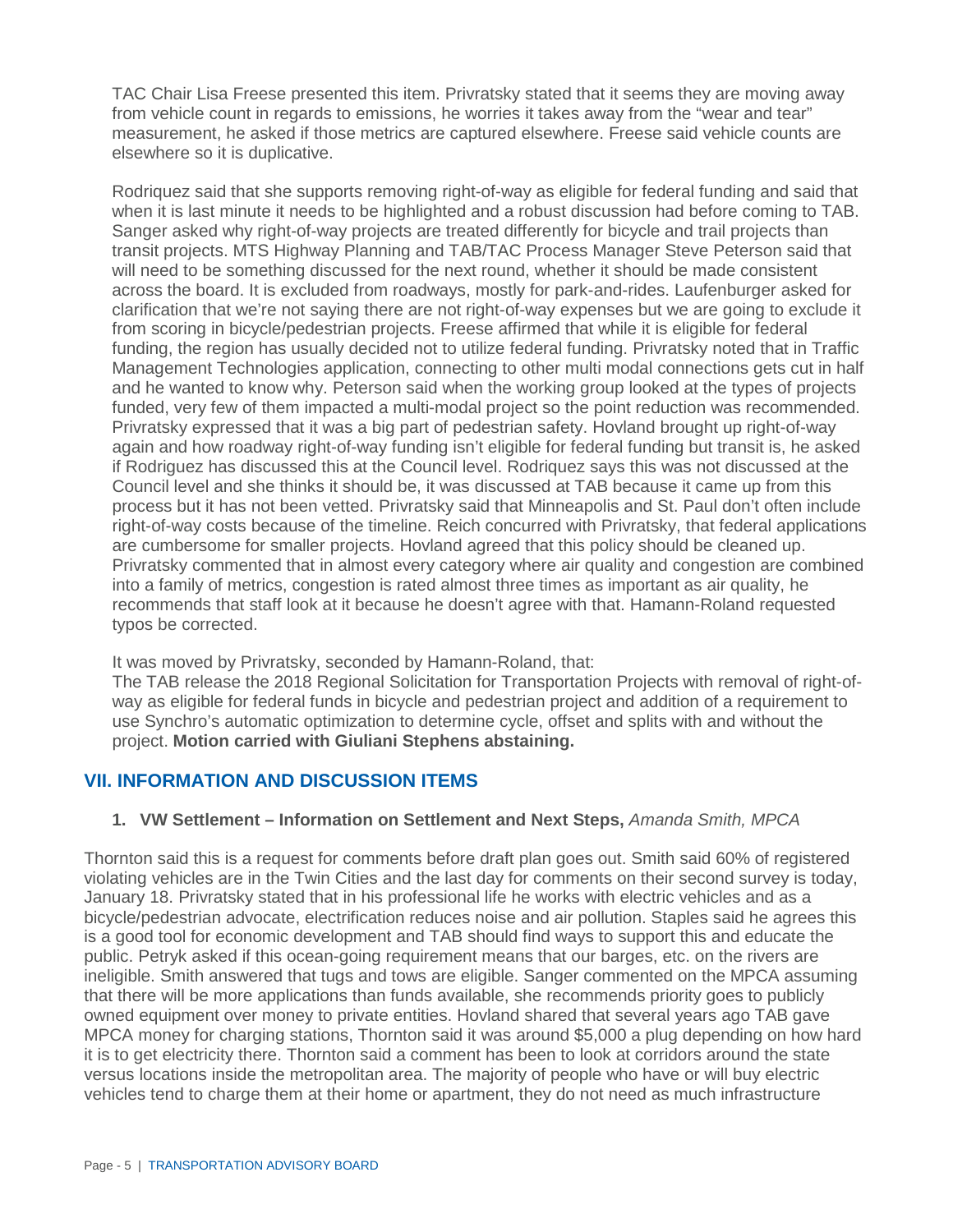TAC Chair Lisa Freese presented this item. Privratsky stated that it seems they are moving away from vehicle count in regards to emissions, he worries it takes away from the "wear and tear" measurement, he asked if those metrics are captured elsewhere. Freese said vehicle counts are elsewhere so it is duplicative.

Rodriquez said that she supports removing right-of-way as eligible for federal funding and said that when it is last minute it needs to be highlighted and a robust discussion had before coming to TAB. Sanger asked why right-of-way projects are treated differently for bicycle and trail projects than transit projects. MTS Highway Planning and TAB/TAC Process Manager Steve Peterson said that will need to be something discussed for the next round, whether it should be made consistent across the board. It is excluded from roadways, mostly for park-and-rides. Laufenburger asked for clarification that we're not saying there are not right-of-way expenses but we are going to exclude it from scoring in bicycle/pedestrian projects. Freese affirmed that while it is eligible for federal funding, the region has usually decided not to utilize federal funding. Privratsky noted that in Traffic Management Technologies application, connecting to other multi modal connections gets cut in half and he wanted to know why. Peterson said when the working group looked at the types of projects funded, very few of them impacted a multi-modal project so the point reduction was recommended. Privratsky expressed that it was a big part of pedestrian safety. Hovland brought up right-of-way again and how roadway right-of-way funding isn't eligible for federal funding but transit is, he asked if Rodriguez has discussed this at the Council level. Rodriquez says this was not discussed at the Council level and she thinks it should be, it was discussed at TAB because it came up from this process but it has not been vetted. Privratsky said that Minneapolis and St. Paul don't often include right-of-way costs because of the timeline. Reich concurred with Privratsky, that federal applications are cumbersome for smaller projects. Hovland agreed that this policy should be cleaned up. Privratsky commented that in almost every category where air quality and congestion are combined into a family of metrics, congestion is rated almost three times as important as air quality, he recommends that staff look at it because he doesn't agree with that. Hamann-Roland requested typos be corrected.

It was moved by Privratsky, seconded by Hamann-Roland, that:
The TAB release the 2018 Regional Solicitation for Transportation Projects with removal of right-of-way as eligible for federal funds in bicycle and pedestrian project and addition of a requirement to use Synchro's automatic optimization to determine cycle, offset and splits with and without the project. **Motion carried with Giuliani Stephens abstaining.**

## VII. INFORMATION AND DISCUSSION ITEMS

1. **VW Settlement – Information on Settlement and Next Steps,** *Amanda Smith, MPCA*

Thornton said this is a request for comments before draft plan goes out. Smith said 60% of registered violating vehicles are in the Twin Cities and the last day for comments on their second survey is today, January 18. Privratsky stated that in his professional life he works with electric vehicles and as a bicycle/pedestrian advocate, electrification reduces noise and air pollution. Staples said he agrees this is a good tool for economic development and TAB should find ways to support this and educate the public. Petryk asked if this ocean-going requirement means that our barges, etc. on the rivers are ineligible. Smith answered that tugs and tows are eligible. Sanger commented on the MPCA assuming that there will be more applications than funds available, she recommends priority goes to publicly owned equipment over money to private entities. Hovland shared that several years ago TAB gave MPCA money for charging stations, Thornton said it was around $5,000 a plug depending on how hard it is to get electricity there. Thornton said a comment has been to look at corridors around the state versus locations inside the metropolitan area. The majority of people who have or will buy electric vehicles tend to charge them at their home or apartment, they do not need as much infrastructure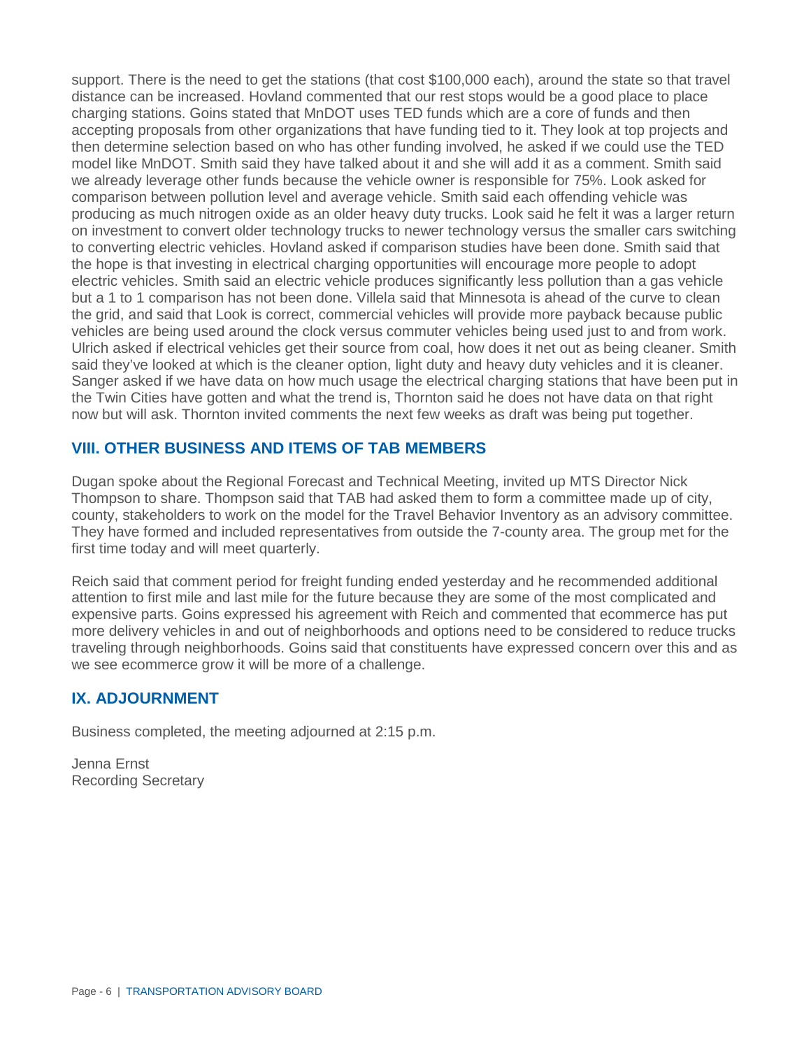support. There is the need to get the stations (that cost $100,000 each), around the state so that travel distance can be increased. Hovland commented that our rest stops would be a good place to place charging stations. Goins stated that MnDOT uses TED funds which are a core of funds and then accepting proposals from other organizations that have funding tied to it. They look at top projects and then determine selection based on who has other funding involved, he asked if we could use the TED model like MnDOT. Smith said they have talked about it and she will add it as a comment. Smith said we already leverage other funds because the vehicle owner is responsible for 75%. Look asked for comparison between pollution level and average vehicle. Smith said each offending vehicle was producing as much nitrogen oxide as an older heavy duty trucks. Look said he felt it was a larger return on investment to convert older technology trucks to newer technology versus the smaller cars switching to converting electric vehicles. Hovland asked if comparison studies have been done. Smith said that the hope is that investing in electrical charging opportunities will encourage more people to adopt electric vehicles. Smith said an electric vehicle produces significantly less pollution than a gas vehicle but a 1 to 1 comparison has not been done. Villela said that Minnesota is ahead of the curve to clean the grid, and said that Look is correct, commercial vehicles will provide more payback because public vehicles are being used around the clock versus commuter vehicles being used just to and from work. Ulrich asked if electrical vehicles get their source from coal, how does it net out as being cleaner. Smith said they've looked at which is the cleaner option, light duty and heavy duty vehicles and it is cleaner. Sanger asked if we have data on how much usage the electrical charging stations that have been put in the Twin Cities have gotten and what the trend is, Thornton said he does not have data on that right now but will ask. Thornton invited comments the next few weeks as draft was being put together.

## VIII. OTHER BUSINESS AND ITEMS OF TAB MEMBERS

Dugan spoke about the Regional Forecast and Technical Meeting, invited up MTS Director Nick Thompson to share. Thompson said that TAB had asked them to form a committee made up of city, county, stakeholders to work on the model for the Travel Behavior Inventory as an advisory committee. They have formed and included representatives from outside the 7-county area. The group met for the first time today and will meet quarterly.

Reich said that comment period for freight funding ended yesterday and he recommended additional attention to first mile and last mile for the future because they are some of the most complicated and expensive parts. Goins expressed his agreement with Reich and commented that ecommerce has put more delivery vehicles in and out of neighborhoods and options need to be considered to reduce trucks traveling through neighborhoods. Goins said that constituents have expressed concern over this and as we see ecommerce grow it will be more of a challenge.

## IX. ADJOURNMENT

Business completed, the meeting adjourned at 2:15 p.m.

Jenna Ernst
Recording Secretary